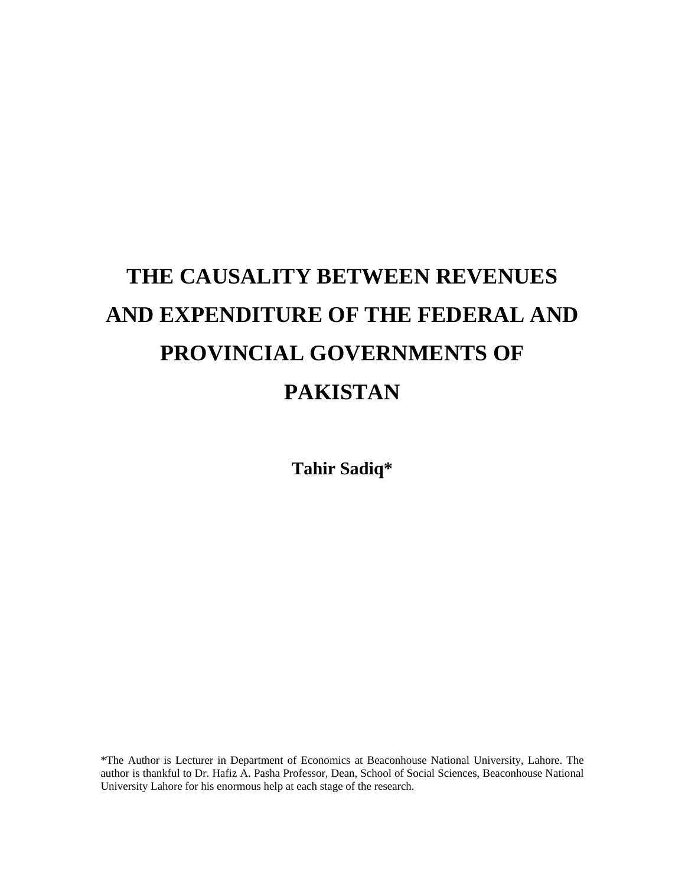# THE CAUSALITY BETWEEN REVENUES AND EXPENDITURE OF THE FEDERAL AND PROVINCIAL GOVERNMENTS OF PAKISTAN

**Tahir Sadiq***

*The Author is Lecturer in Department of Economics at Beaconhouse National University, Lahore. The author is thankful to Dr. Hafiz A. Pasha Professor, Dean, School of Social Sciences, Beaconhouse National University Lahore for his enormous help at each stage of the research.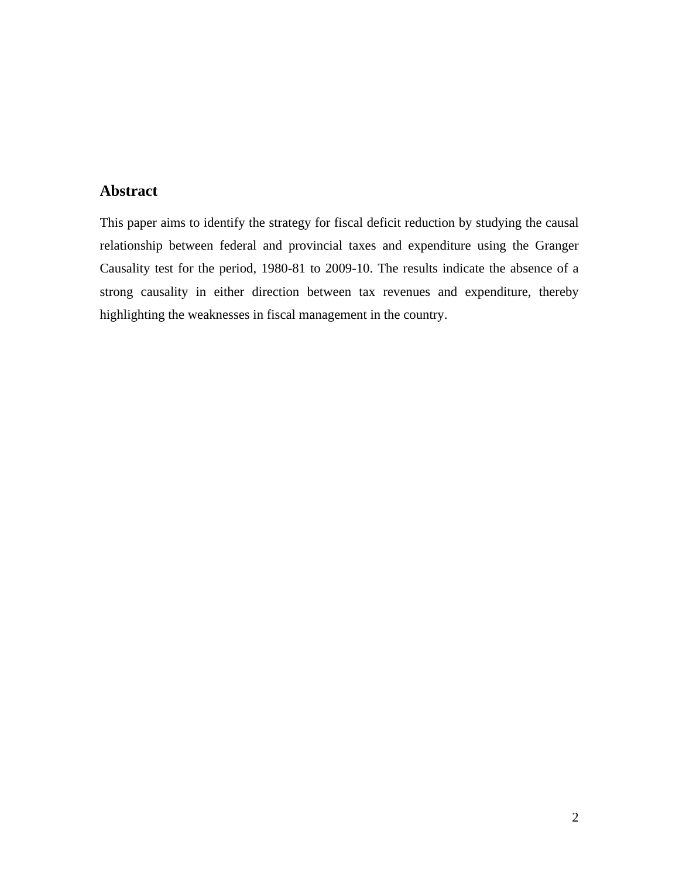## Abstract

This paper aims to identify the strategy for fiscal deficit reduction by studying the causal relationship between federal and provincial taxes and expenditure using the Granger Causality test for the period, 1980-81 to 2009-10. The results indicate the absence of a strong causality in either direction between tax revenues and expenditure, thereby highlighting the weaknesses in fiscal management in the country.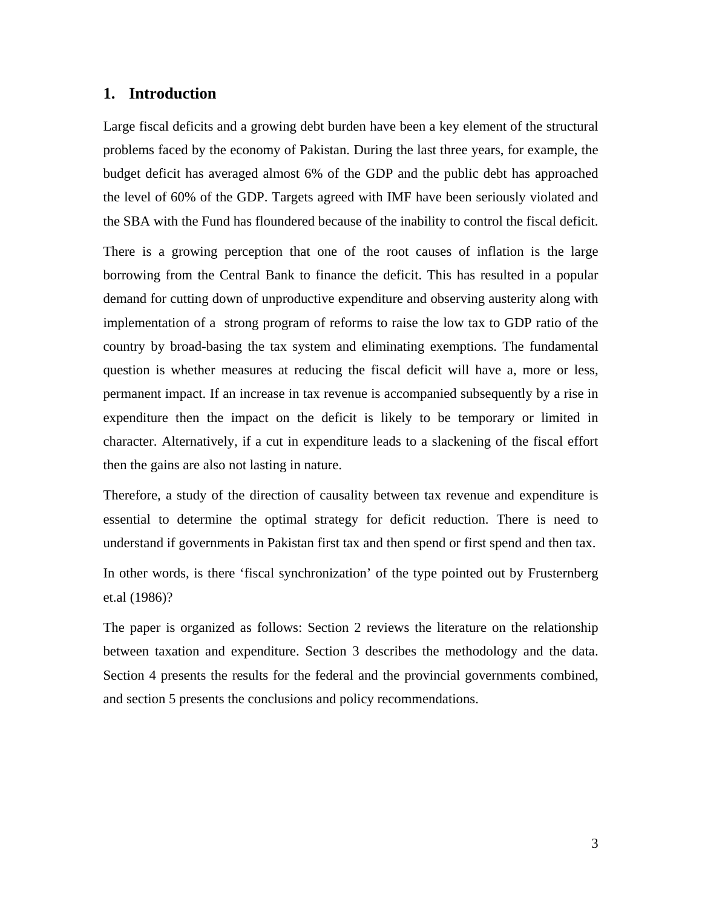## 1. Introduction

Large fiscal deficits and a growing debt burden have been a key element of the structural problems faced by the economy of Pakistan. During the last three years, for example, the budget deficit has averaged almost 6% of the GDP and the public debt has approached the level of 60% of the GDP. Targets agreed with IMF have been seriously violated and the SBA with the Fund has floundered because of the inability to control the fiscal deficit.

There is a growing perception that one of the root causes of inflation is the large borrowing from the Central Bank to finance the deficit. This has resulted in a popular demand for cutting down of unproductive expenditure and observing austerity along with implementation of a strong program of reforms to raise the low tax to GDP ratio of the country by broad-basing the tax system and eliminating exemptions. The fundamental question is whether measures at reducing the fiscal deficit will have a, more or less, permanent impact. If an increase in tax revenue is accompanied subsequently by a rise in expenditure then the impact on the deficit is likely to be temporary or limited in character. Alternatively, if a cut in expenditure leads to a slackening of the fiscal effort then the gains are also not lasting in nature.

Therefore, a study of the direction of causality between tax revenue and expenditure is essential to determine the optimal strategy for deficit reduction. There is need to understand if governments in Pakistan first tax and then spend or first spend and then tax.

In other words, is there 'fiscal synchronization' of the type pointed out by Frusternberg et.al (1986)?

The paper is organized as follows: Section 2 reviews the literature on the relationship between taxation and expenditure. Section 3 describes the methodology and the data. Section 4 presents the results for the federal and the provincial governments combined, and section 5 presents the conclusions and policy recommendations.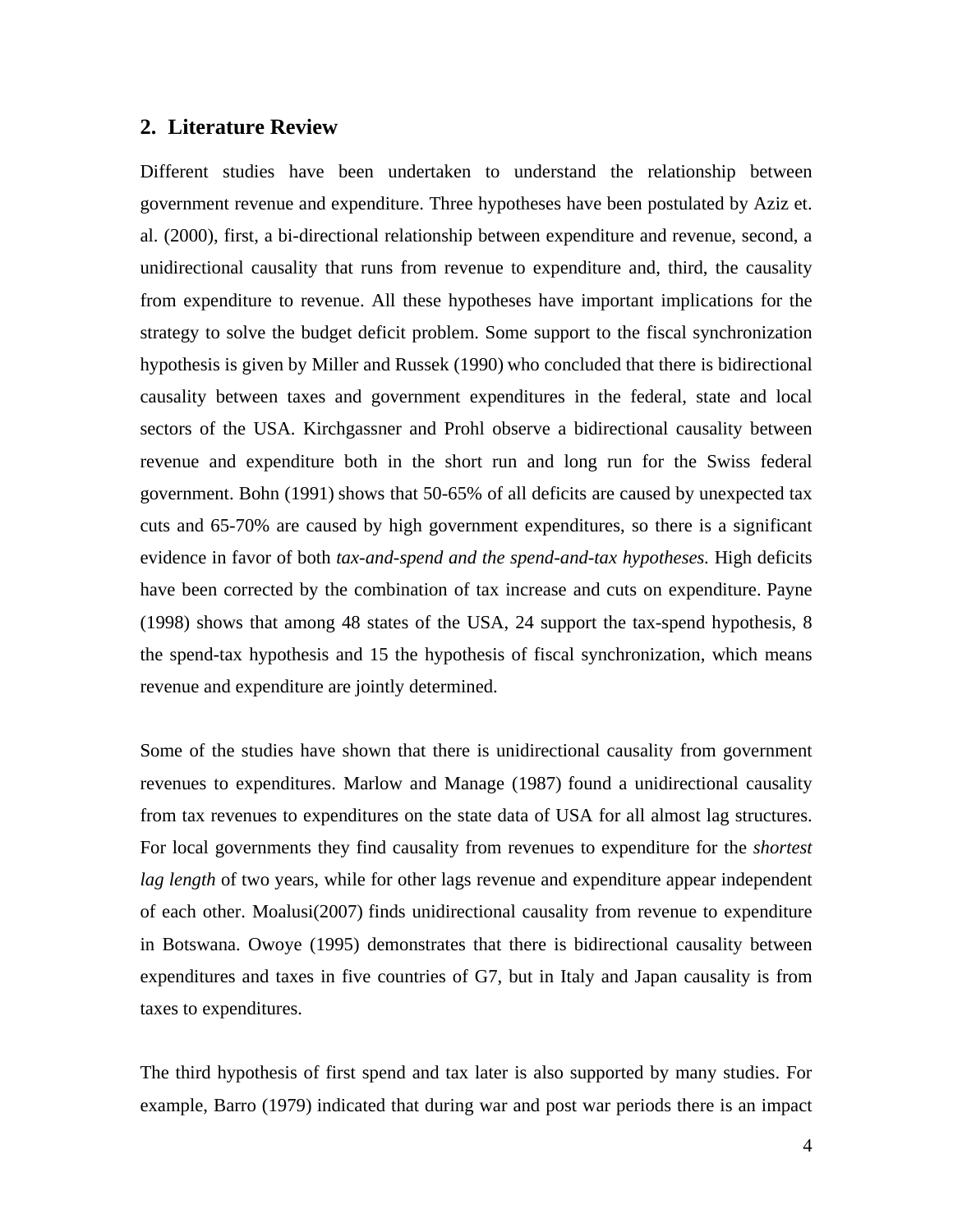## 2. Literature Review

Different studies have been undertaken to understand the relationship between government revenue and expenditure. Three hypotheses have been postulated by Aziz et. al. (2000), first, a bi-directional relationship between expenditure and revenue, second, a unidirectional causality that runs from revenue to expenditure and, third, the causality from expenditure to revenue. All these hypotheses have important implications for the strategy to solve the budget deficit problem. Some support to the fiscal synchronization hypothesis is given by Miller and Russek (1990) who concluded that there is bidirectional causality between taxes and government expenditures in the federal, state and local sectors of the USA. Kirchgassner and Prohl observe a bidirectional causality between revenue and expenditure both in the short run and long run for the Swiss federal government. Bohn (1991) shows that 50-65% of all deficits are caused by unexpected tax cuts and 65-70% are caused by high government expenditures, so there is a significant evidence in favor of both *tax-and-spend and the spend-and-tax hypotheses.* High deficits have been corrected by the combination of tax increase and cuts on expenditure. Payne (1998) shows that among 48 states of the USA, 24 support the tax-spend hypothesis, 8 the spend-tax hypothesis and 15 the hypothesis of fiscal synchronization, which means revenue and expenditure are jointly determined.

Some of the studies have shown that there is unidirectional causality from government revenues to expenditures. Marlow and Manage (1987) found a unidirectional causality from tax revenues to expenditures on the state data of USA for all almost lag structures. For local governments they find causality from revenues to expenditure for the *shortest lag length* of two years, while for other lags revenue and expenditure appear independent of each other. Moalusi(2007) finds unidirectional causality from revenue to expenditure in Botswana. Owoye (1995) demonstrates that there is bidirectional causality between expenditures and taxes in five countries of G7, but in Italy and Japan causality is from taxes to expenditures.

The third hypothesis of first spend and tax later is also supported by many studies. For example, Barro (1979) indicated that during war and post war periods there is an impact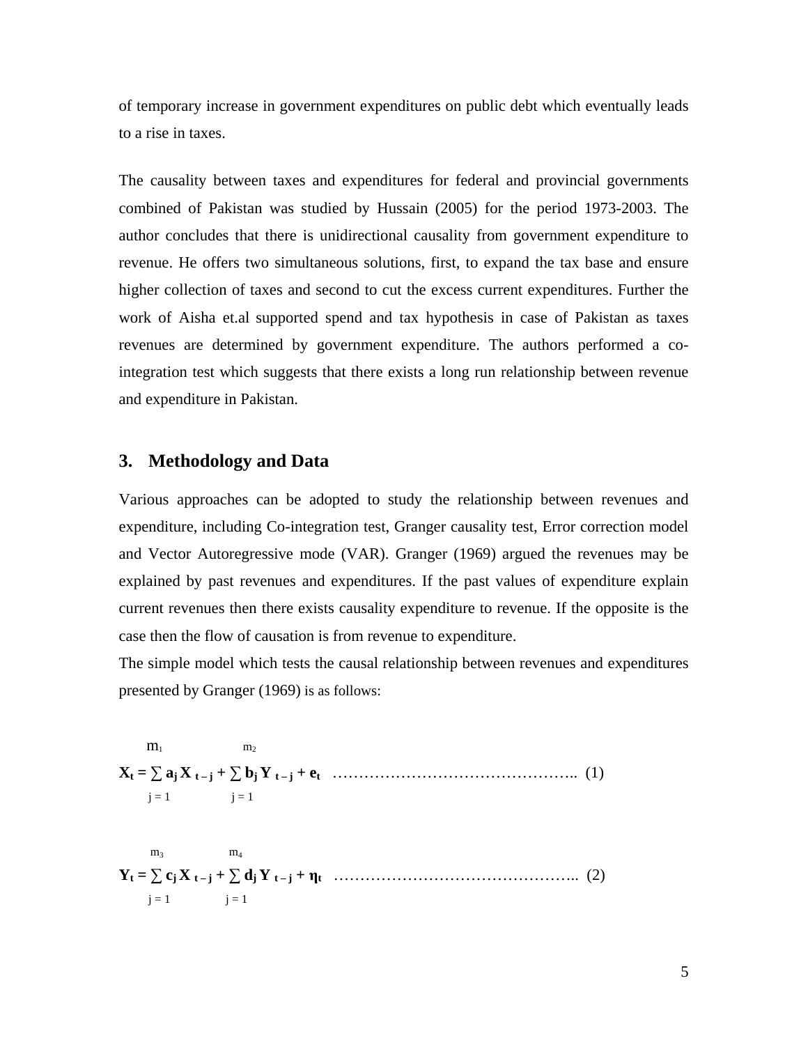of temporary increase in government expenditures on public debt which eventually leads to a rise in taxes.

The causality between taxes and expenditures for federal and provincial governments combined of Pakistan was studied by Hussain (2005) for the period 1973-2003. The author concludes that there is unidirectional causality from government expenditure to revenue. He offers two simultaneous solutions, first, to expand the tax base and ensure higher collection of taxes and second to cut the excess current expenditures. Further the work of Aisha et.al supported spend and tax hypothesis in case of Pakistan as taxes revenues are determined by government expenditure. The authors performed a co-integration test which suggests that there exists a long run relationship between revenue and expenditure in Pakistan.

## 3. Methodology and Data

Various approaches can be adopted to study the relationship between revenues and expenditure, including Co-integration test, Granger causality test, Error correction model and Vector Autoregressive mode (VAR). Granger (1969) argued the revenues may be explained by past revenues and expenditures. If the past values of expenditure explain current revenues then there exists causality expenditure to revenue. If the opposite is the case then the flow of causation is from revenue to expenditure.
The simple model which tests the causal relationship between revenues and expenditures presented by Granger (1969) is as follows:

$$\mathbf{X_t = \sum_{j=1}^{m_1} a_j X_{t-j} + \sum_{j=1}^{m_2} b_j Y_{t-j} + e_t} \quad \ldots\ldots\ldots\ldots\ldots\ldots\ldots\ldots\ldots\ldots\ldots\ldots\ldots\ldots.. \quad (1)$$

$$\mathbf{Y_t = \sum_{j=1}^{m_3} c_j X_{t-j} + \sum_{j=1}^{m_4} d_j Y_{t-j} + \eta_t} \quad \ldots\ldots\ldots\ldots\ldots\ldots\ldots\ldots\ldots\ldots\ldots\ldots\ldots\ldots.. \quad (2)$$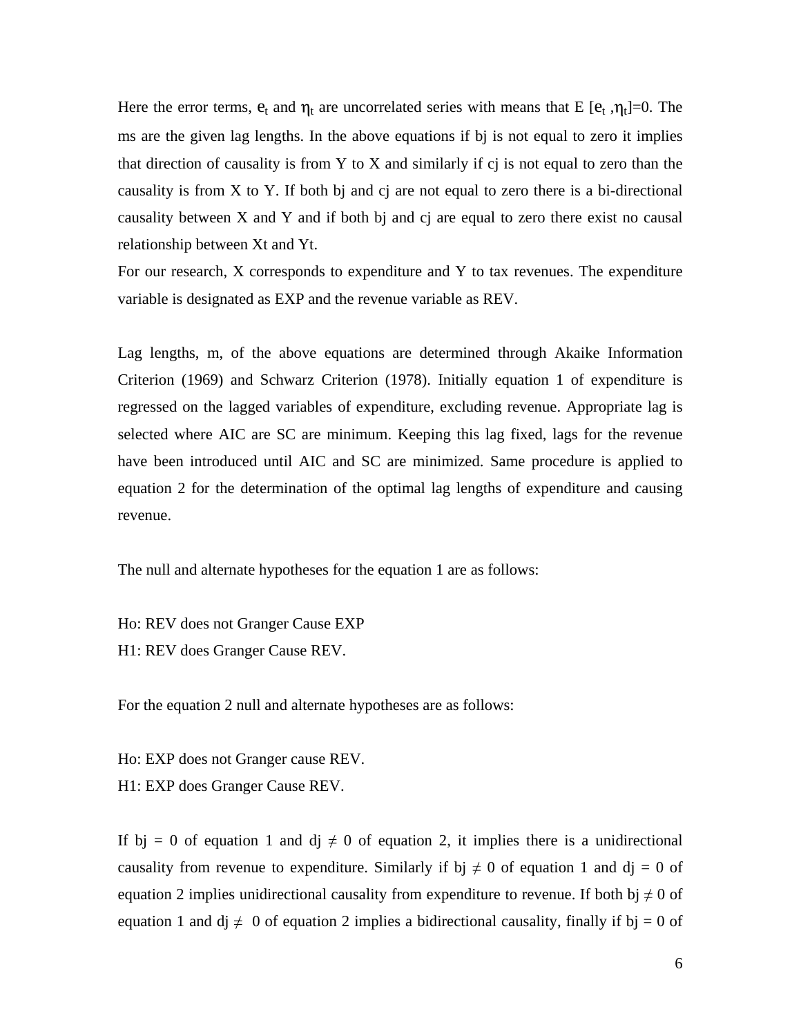Here the error terms, $e_t$ and $\eta_t$ are uncorrelated series with means that E [$e_t$ ,$\eta_t$]=0. The ms are the given lag lengths. In the above equations if bj is not equal to zero it implies that direction of causality is from Y to X and similarly if cj is not equal to zero than the causality is from X to Y. If both bj and cj are not equal to zero there is a bi-directional causality between X and Y and if both bj and cj are equal to zero there exist no causal relationship between Xt and Yt.

For our research, X corresponds to expenditure and Y to tax revenues. The expenditure variable is designated as EXP and the revenue variable as REV.

Lag lengths, m, of the above equations are determined through Akaike Information Criterion (1969) and Schwarz Criterion (1978). Initially equation 1 of expenditure is regressed on the lagged variables of expenditure, excluding revenue. Appropriate lag is selected where AIC are SC are minimum. Keeping this lag fixed, lags for the revenue have been introduced until AIC and SC are minimized. Same procedure is applied to equation 2 for the determination of the optimal lag lengths of expenditure and causing revenue.

The null and alternate hypotheses for the equation 1 are as follows:

Ho: REV does not Granger Cause EXP
H1: REV does Granger Cause REV.

For the equation 2 null and alternate hypotheses are as follows:

Ho: EXP does not Granger cause REV.
H1: EXP does Granger Cause REV.

If bj = 0 of equation 1 and dj $\neq$ 0 of equation 2, it implies there is a unidirectional causality from revenue to expenditure. Similarly if bj $\neq$ 0 of equation 1 and dj = 0 of equation 2 implies unidirectional causality from expenditure to revenue. If both bj $\neq$ 0 of equation 1 and dj $\neq$ 0 of equation 2 implies a bidirectional causality, finally if bj = 0 of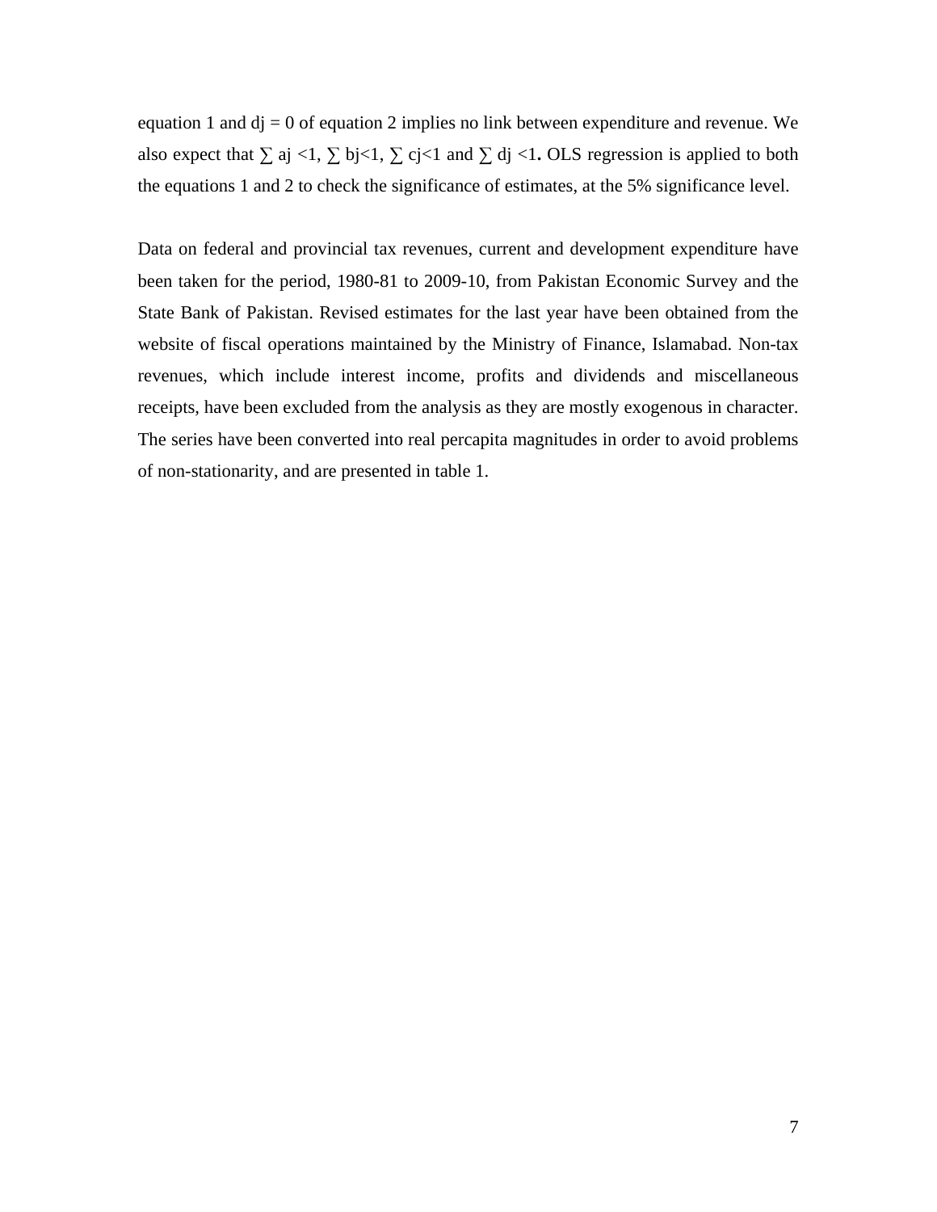equation 1 and $d_j = 0$ of equation 2 implies no link between expenditure and revenue. We also expect that $\sum a_j < 1$, $\sum b_j < 1$, $\sum c_j < 1$ and $\sum d_j < 1$. OLS regression is applied to both the equations 1 and 2 to check the significance of estimates, at the 5% significance level.

Data on federal and provincial tax revenues, current and development expenditure have been taken for the period, 1980-81 to 2009-10, from Pakistan Economic Survey and the State Bank of Pakistan. Revised estimates for the last year have been obtained from the website of fiscal operations maintained by the Ministry of Finance, Islamabad. Non-tax revenues, which include interest income, profits and dividends and miscellaneous receipts, have been excluded from the analysis as they are mostly exogenous in character. The series have been converted into real percapita magnitudes in order to avoid problems of non-stationarity, and are presented in table 1.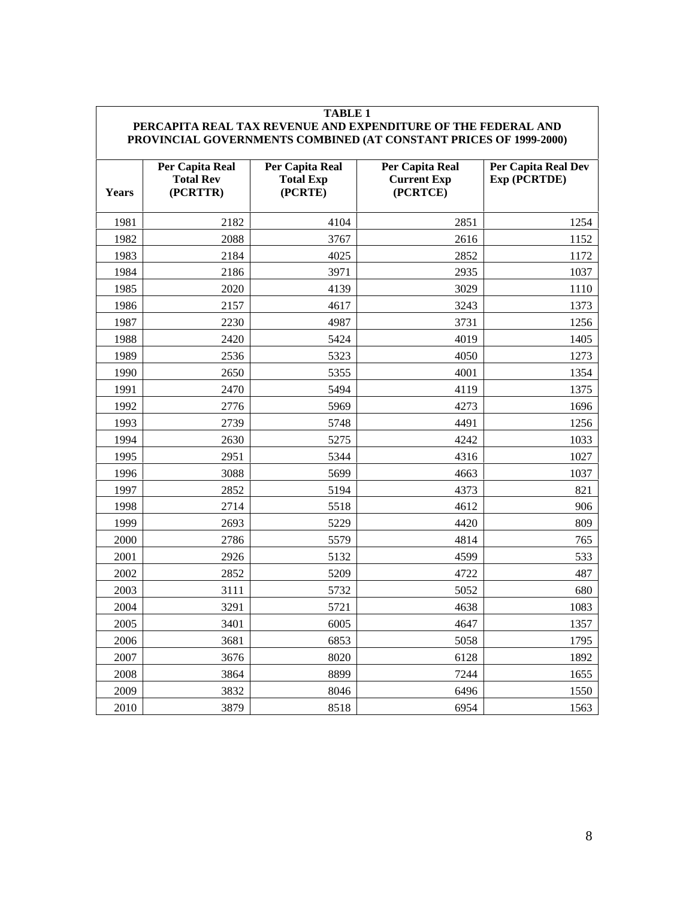**TABLE 1**
**PERCAPITA REAL TAX REVENUE AND EXPENDITURE OF THE FEDERAL AND PROVINCIAL GOVERNMENTS COMBINED (AT CONSTANT PRICES OF 1999-2000)**

| Years | Per Capita Real Total Rev (PCRTTR) | Per Capita Real Total Exp (PCRTE) | Per Capita Real Current Exp (PCRTCE) | Per Capita Real Dev Exp (PCRTDE) |
|---|---|---|---|---|
| 1981 | 2182 | 4104 | 2851 | 1254 |
| 1982 | 2088 | 3767 | 2616 | 1152 |
| 1983 | 2184 | 4025 | 2852 | 1172 |
| 1984 | 2186 | 3971 | 2935 | 1037 |
| 1985 | 2020 | 4139 | 3029 | 1110 |
| 1986 | 2157 | 4617 | 3243 | 1373 |
| 1987 | 2230 | 4987 | 3731 | 1256 |
| 1988 | 2420 | 5424 | 4019 | 1405 |
| 1989 | 2536 | 5323 | 4050 | 1273 |
| 1990 | 2650 | 5355 | 4001 | 1354 |
| 1991 | 2470 | 5494 | 4119 | 1375 |
| 1992 | 2776 | 5969 | 4273 | 1696 |
| 1993 | 2739 | 5748 | 4491 | 1256 |
| 1994 | 2630 | 5275 | 4242 | 1033 |
| 1995 | 2951 | 5344 | 4316 | 1027 |
| 1996 | 3088 | 5699 | 4663 | 1037 |
| 1997 | 2852 | 5194 | 4373 | 821 |
| 1998 | 2714 | 5518 | 4612 | 906 |
| 1999 | 2693 | 5229 | 4420 | 809 |
| 2000 | 2786 | 5579 | 4814 | 765 |
| 2001 | 2926 | 5132 | 4599 | 533 |
| 2002 | 2852 | 5209 | 4722 | 487 |
| 2003 | 3111 | 5732 | 5052 | 680 |
| 2004 | 3291 | 5721 | 4638 | 1083 |
| 2005 | 3401 | 6005 | 4647 | 1357 |
| 2006 | 3681 | 6853 | 5058 | 1795 |
| 2007 | 3676 | 8020 | 6128 | 1892 |
| 2008 | 3864 | 8899 | 7244 | 1655 |
| 2009 | 3832 | 8046 | 6496 | 1550 |
| 2010 | 3879 | 8518 | 6954 | 1563 |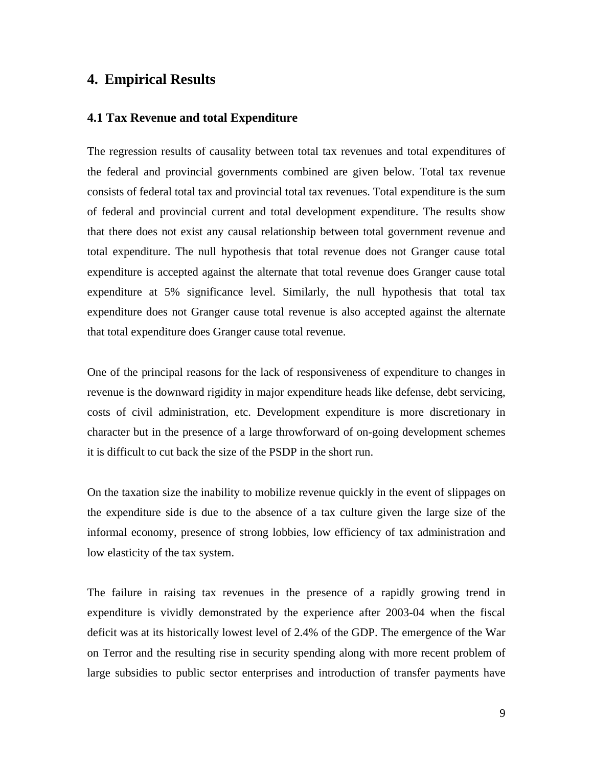## 4. Empirical Results

### 4.1 Tax Revenue and total Expenditure

The regression results of causality between total tax revenues and total expenditures of the federal and provincial governments combined are given below. Total tax revenue consists of federal total tax and provincial total tax revenues. Total expenditure is the sum of federal and provincial current and total development expenditure. The results show that there does not exist any causal relationship between total government revenue and total expenditure. The null hypothesis that total revenue does not Granger cause total expenditure is accepted against the alternate that total revenue does Granger cause total expenditure at 5% significance level. Similarly, the null hypothesis that total tax expenditure does not Granger cause total revenue is also accepted against the alternate that total expenditure does Granger cause total revenue.

One of the principal reasons for the lack of responsiveness of expenditure to changes in revenue is the downward rigidity in major expenditure heads like defense, debt servicing, costs of civil administration, etc. Development expenditure is more discretionary in character but in the presence of a large throwforward of on-going development schemes it is difficult to cut back the size of the PSDP in the short run.

On the taxation size the inability to mobilize revenue quickly in the event of slippages on the expenditure side is due to the absence of a tax culture given the large size of the informal economy, presence of strong lobbies, low efficiency of tax administration and low elasticity of the tax system.

The failure in raising tax revenues in the presence of a rapidly growing trend in expenditure is vividly demonstrated by the experience after 2003-04 when the fiscal deficit was at its historically lowest level of 2.4% of the GDP. The emergence of the War on Terror and the resulting rise in security spending along with more recent problem of large subsidies to public sector enterprises and introduction of transfer payments have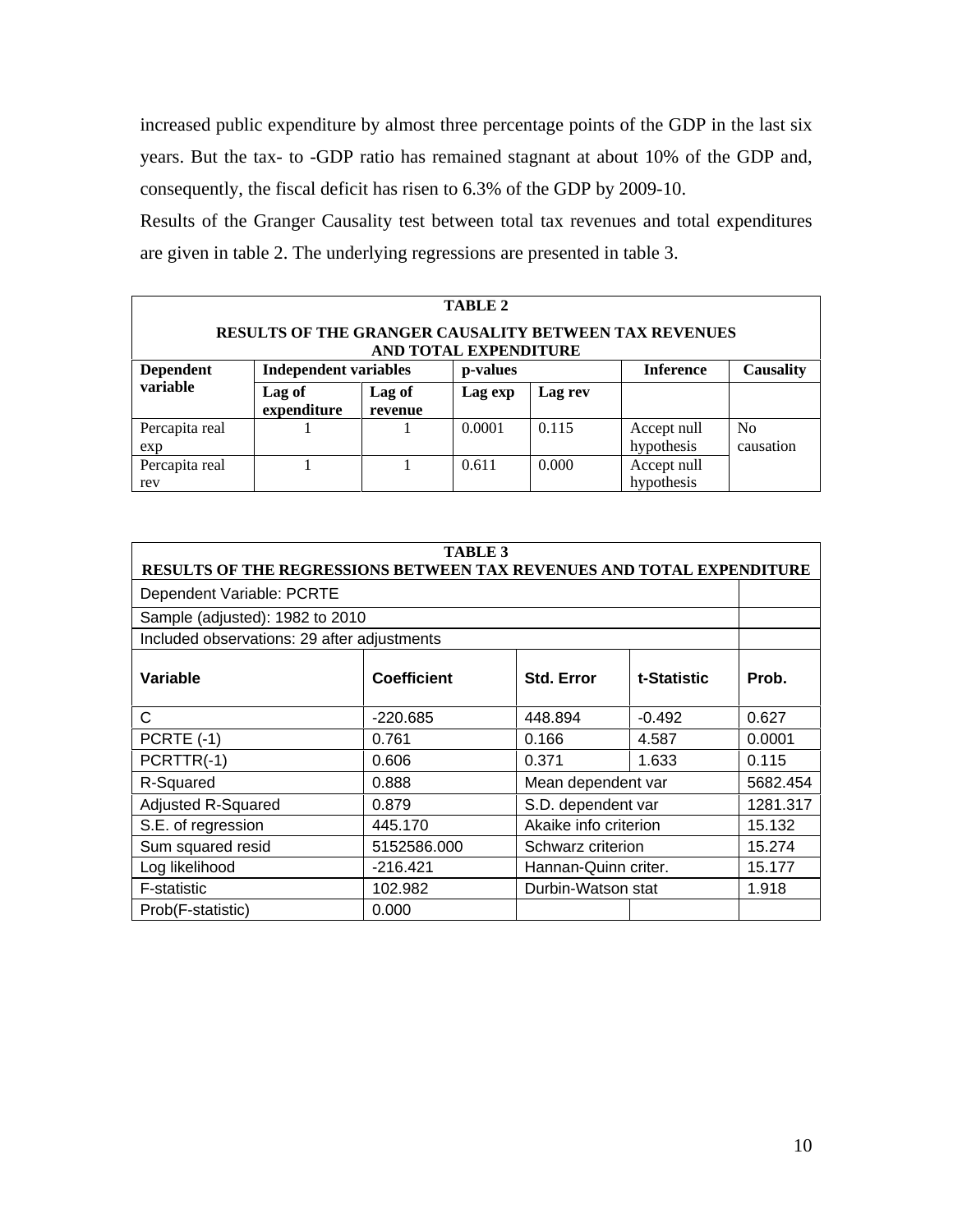increased public expenditure by almost three percentage points of the GDP in the last six years. But the tax- to -GDP ratio has remained stagnant at about 10% of the GDP and, consequently, the fiscal deficit has risen to 6.3% of the GDP by 2009-10.

Results of the Granger Causality test between total tax revenues and total expenditures are given in table 2. The underlying regressions are presented in table 3.

**TABLE 2**

**RESULTS OF THE GRANGER CAUSALITY BETWEEN TAX REVENUES AND TOTAL EXPENDITURE**

| Dependent variable | Independent variables | | p-values | | Inference | Causality |
|---|---|---|---|---|---|---|
| | Lag of expenditure | Lag of revenue | Lag exp | Lag rev | | |
| Percapita real exp | 1 | 1 | 0.0001 | 0.115 | Accept null hypothesis | No causation |
| Percapita real rev | 1 | 1 | 0.611 | 0.000 | Accept null hypothesis | |

**TABLE 3**

**RESULTS OF THE REGRESSIONS BETWEEN TAX REVENUES AND TOTAL EXPENDITURE**

| Dependent Variable: PCRTE | | | | |
|---|---|---|---|---|
| Sample (adjusted): 1982 to 2010 | | | | |
| Included observations: 29 after adjustments | | | | |
| **Variable** | **Coefficient** | **Std. Error** | **t-Statistic** | **Prob.** |
| C | -220.685 | 448.894 | -0.492 | 0.627 |
| PCRTE (-1) | 0.761 | 0.166 | 4.587 | 0.0001 |
| PCRTTR(-1) | 0.606 | 0.371 | 1.633 | 0.115 |
| R-Squared | 0.888 | Mean dependent var | | 5682.454 |
| Adjusted R-Squared | 0.879 | S.D. dependent var | | 1281.317 |
| S.E. of regression | 445.170 | Akaike info criterion | | 15.132 |
| Sum squared resid | 5152586.000 | Schwarz criterion | | 15.274 |
| Log likelihood | -216.421 | Hannan-Quinn criter. | | 15.177 |
| F-statistic | 102.982 | Durbin-Watson stat | | 1.918 |
| Prob(F-statistic) | 0.000 | | | |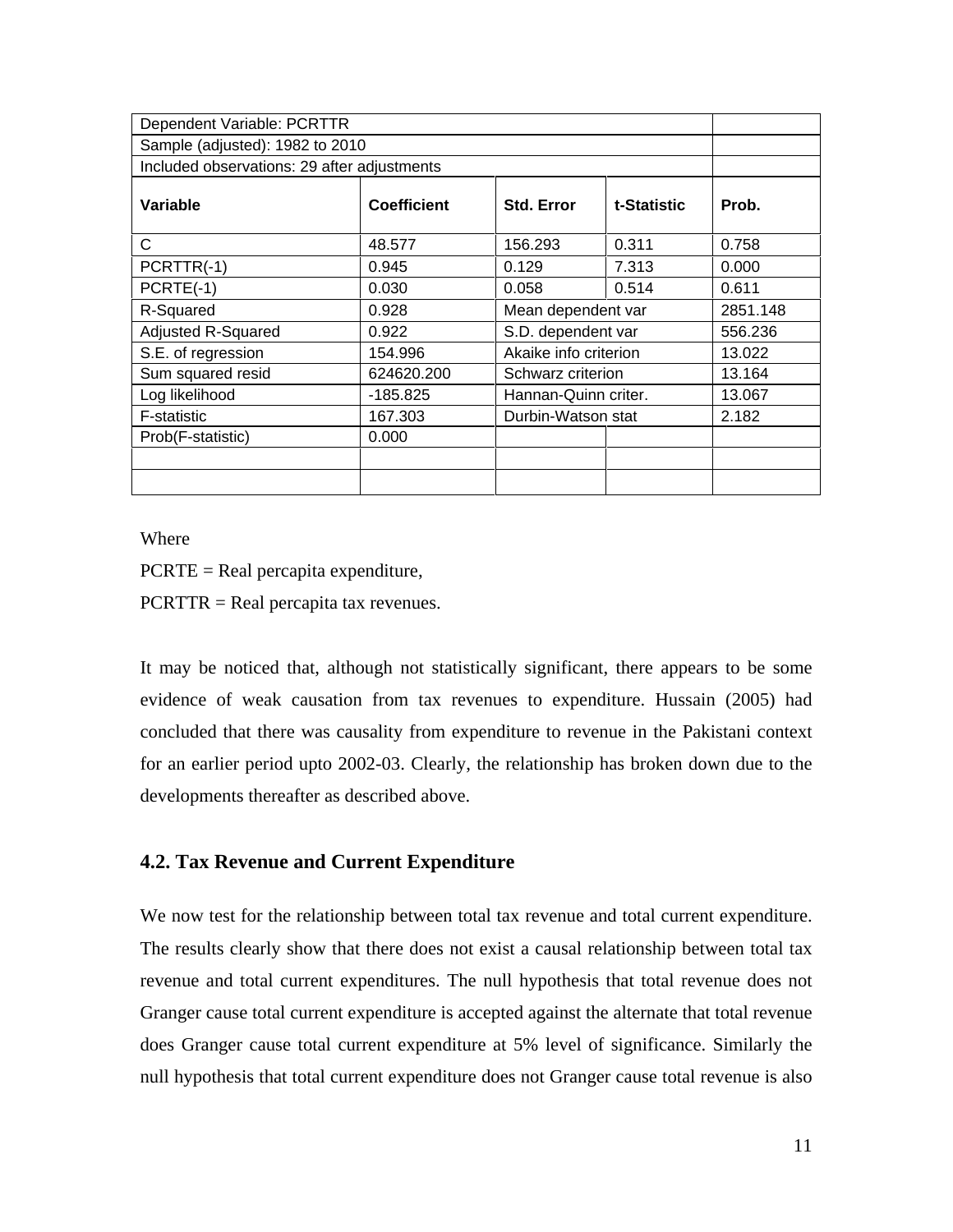| Dependent Variable: PCRTTR | | | | |
|---|---|---|---|---|
| Sample (adjusted): 1982 to 2010 | | | | |
| Included observations: 29 after adjustments | | | | |
| **Variable** | **Coefficient** | **Std. Error** | **t-Statistic** | **Prob.** |
| C | 48.577 | 156.293 | 0.311 | 0.758 |
| PCRTTR(-1) | 0.945 | 0.129 | 7.313 | 0.000 |
| PCRTE(-1) | 0.030 | 0.058 | 0.514 | 0.611 |
| R-Squared | 0.928 | Mean dependent var | | 2851.148 |
| Adjusted R-Squared | 0.922 | S.D. dependent var | | 556.236 |
| S.E. of regression | 154.996 | Akaike info criterion | | 13.022 |
| Sum squared resid | 624620.200 | Schwarz criterion | | 13.164 |
| Log likelihood | -185.825 | Hannan-Quinn criter. | | 13.067 |
| F-statistic | 167.303 | Durbin-Watson stat | | 2.182 |
| Prob(F-statistic) | 0.000 | | | |

Where

PCRTE = Real percapita expenditure,

PCRTTR = Real percapita tax revenues.

It may be noticed that, although not statistically significant, there appears to be some evidence of weak causation from tax revenues to expenditure. Hussain (2005) had concluded that there was causality from expenditure to revenue in the Pakistani context for an earlier period upto 2002-03. Clearly, the relationship has broken down due to the developments thereafter as described above.

## 4.2. Tax Revenue and Current Expenditure

We now test for the relationship between total tax revenue and total current expenditure. The results clearly show that there does not exist a causal relationship between total tax revenue and total current expenditures. The null hypothesis that total revenue does not Granger cause total current expenditure is accepted against the alternate that total revenue does Granger cause total current expenditure at 5% level of significance. Similarly the null hypothesis that total current expenditure does not Granger cause total revenue is also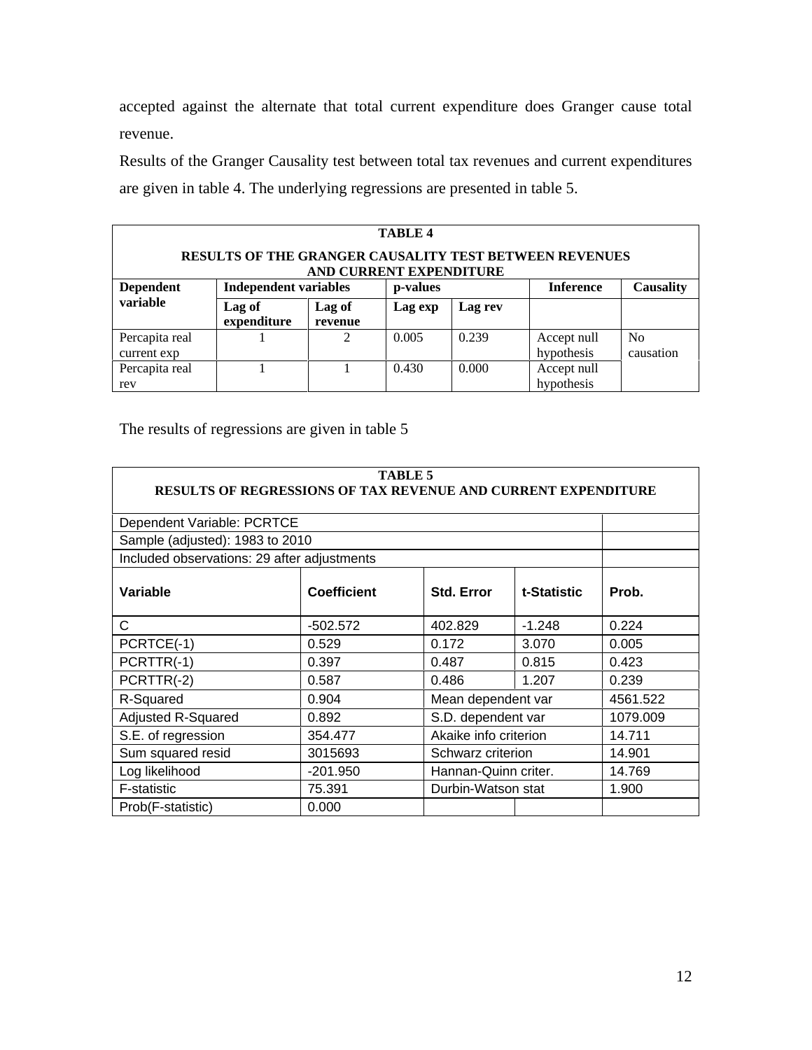accepted against the alternate that total current expenditure does Granger cause total revenue.

Results of the Granger Causality test between total tax revenues and current expenditures are given in table 4. The underlying regressions are presented in table 5.

**TABLE 4**

**RESULTS OF THE GRANGER CAUSALITY TEST BETWEEN REVENUES AND CURRENT EXPENDITURE**

| Dependent variable | Independent variables | | p-values | | Inference | Causality |
|---|---|---|---|---|---|---|
| | Lag of expenditure | Lag of revenue | Lag exp | Lag rev | | |
| Percapita real current exp | 1 | 2 | 0.005 | 0.239 | Accept null hypothesis | No causation |
| Percapita real rev | 1 | 1 | 0.430 | 0.000 | Accept null hypothesis | |

The results of regressions are given in table 5

**TABLE 5**
**RESULTS OF REGRESSIONS OF TAX REVENUE AND CURRENT EXPENDITURE**

| Dependent Variable: PCRTCE | | | | |
|---|---|---|---|---|
| Sample (adjusted): 1983 to 2010 | | | | |
| Included observations: 29 after adjustments | | | | |
| **Variable** | **Coefficient** | **Std. Error** | **t-Statistic** | **Prob.** |
| C | -502.572 | 402.829 | -1.248 | 0.224 |
| PCRTCE(-1) | 0.529 | 0.172 | 3.070 | 0.005 |
| PCRTTR(-1) | 0.397 | 0.487 | 0.815 | 0.423 |
| PCRTTR(-2) | 0.587 | 0.486 | 1.207 | 0.239 |
| R-Squared | 0.904 | Mean dependent var | | 4561.522 |
| Adjusted R-Squared | 0.892 | S.D. dependent var | | 1079.009 |
| S.E. of regression | 354.477 | Akaike info criterion | | 14.711 |
| Sum squared resid | 3015693 | Schwarz criterion | | 14.901 |
| Log likelihood | -201.950 | Hannan-Quinn criter. | | 14.769 |
| F-statistic | 75.391 | Durbin-Watson stat | | 1.900 |
| Prob(F-statistic) | 0.000 | | | |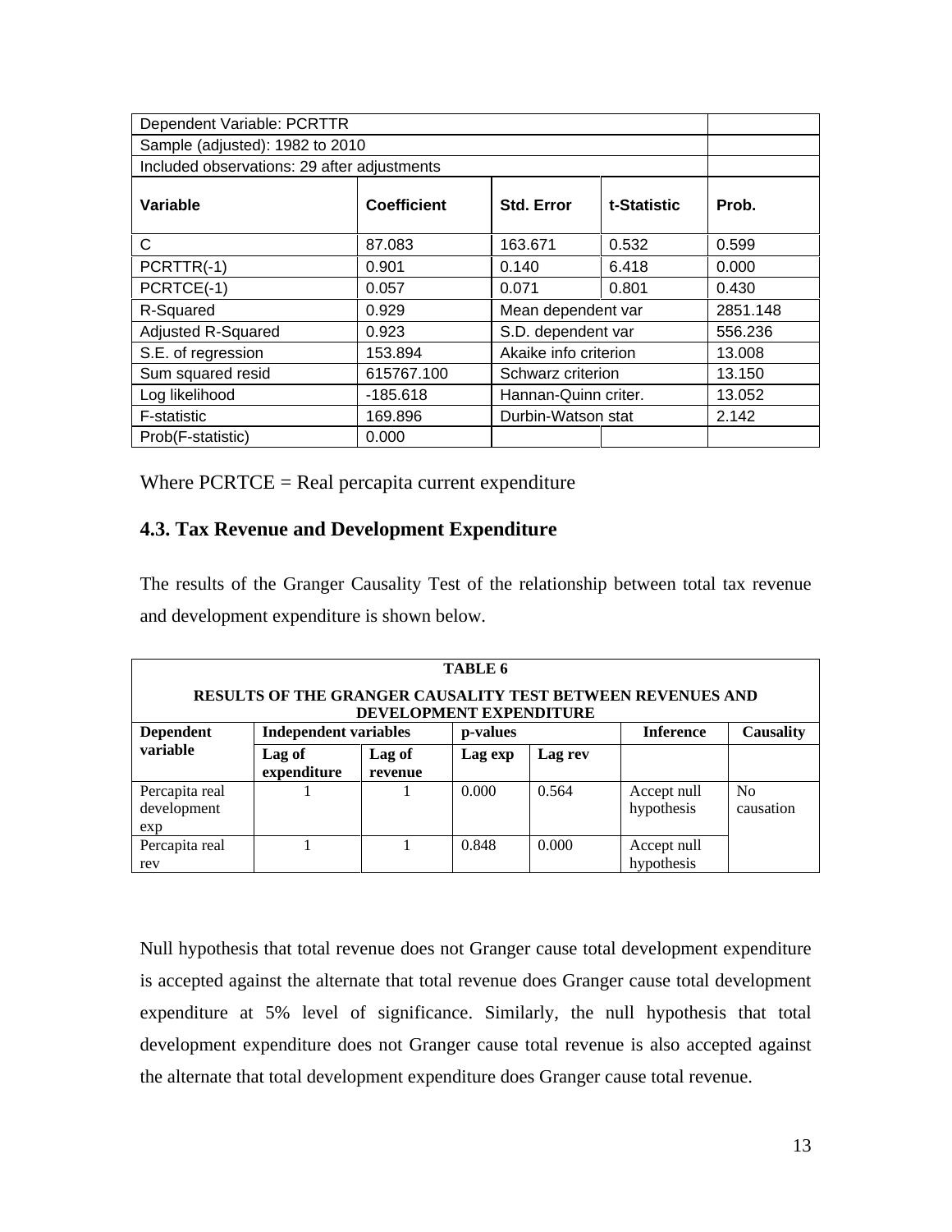| Dependent Variable: PCRTTR | | | | |
|---|---|---|---|---|
| Sample (adjusted): 1982 to 2010 | | | | |
| Included observations: 29 after adjustments | | | | |
| **Variable** | **Coefficient** | **Std. Error** | **t-Statistic** | **Prob.** |
| C | 87.083 | 163.671 | 0.532 | 0.599 |
| PCRTTR(-1) | 0.901 | 0.140 | 6.418 | 0.000 |
| PCRTCE(-1) | 0.057 | 0.071 | 0.801 | 0.430 |
| R-Squared | 0.929 | Mean dependent var | | 2851.148 |
| Adjusted R-Squared | 0.923 | S.D. dependent var | | 556.236 |
| S.E. of regression | 153.894 | Akaike info criterion | | 13.008 |
| Sum squared resid | 615767.100 | Schwarz criterion | | 13.150 |
| Log likelihood | -185.618 | Hannan-Quinn criter. | | 13.052 |
| F-statistic | 169.896 | Durbin-Watson stat | | 2.142 |
| Prob(F-statistic) | 0.000 | | | |

Where PCRTCE = Real percapita current expenditure

### 4.3. Tax Revenue and Development Expenditure

The results of the Granger Causality Test of the relationship between total tax revenue and development expenditure is shown below.

**TABLE 6**

**RESULTS OF THE GRANGER CAUSALITY TEST BETWEEN REVENUES AND DEVELOPMENT EXPENDITURE**

| **Dependent variable** | **Independent variables** | | **p-values** | | **Inference** | **Causality** |
|---|---|---|---|---|---|---|
| | **Lag of expenditure** | **Lag of revenue** | **Lag exp** | **Lag rev** | | |
| Percapita real development exp | 1 | 1 | 0.000 | 0.564 | Accept null hypothesis | No causation |
| Percapita real rev | 1 | 1 | 0.848 | 0.000 | Accept null hypothesis | |

Null hypothesis that total revenue does not Granger cause total development expenditure is accepted against the alternate that total revenue does Granger cause total development expenditure at 5% level of significance. Similarly, the null hypothesis that total development expenditure does not Granger cause total revenue is also accepted against the alternate that total development expenditure does Granger cause total revenue.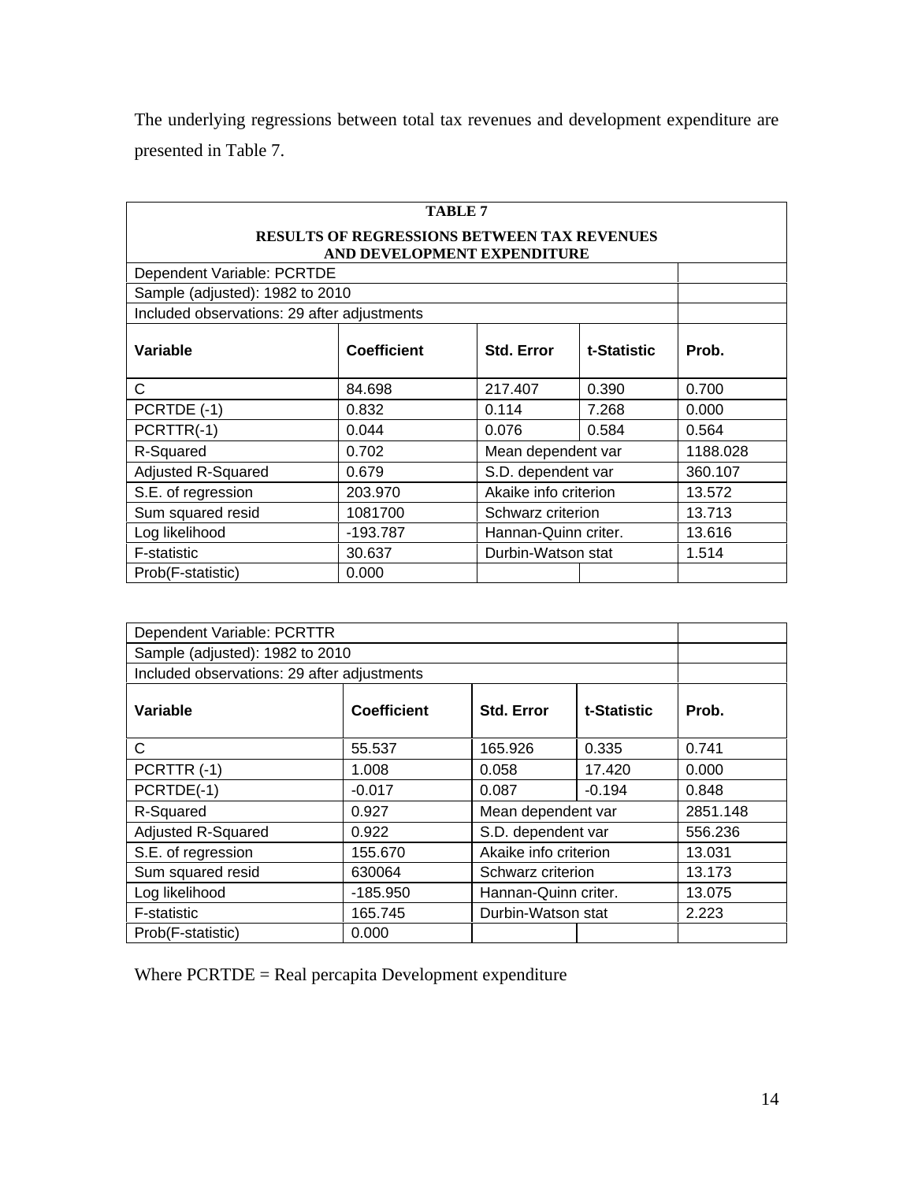The underlying regressions between total tax revenues and development expenditure are presented in Table 7.

**TABLE 7**

**RESULTS OF REGRESSIONS BETWEEN TAX REVENUES AND DEVELOPMENT EXPENDITURE**

| Dependent Variable: PCRTDE | | | | |
|---|---|---|---|---|
| Sample (adjusted): 1982 to 2010 | | | | |
| Included observations: 29 after adjustments | | | | |
| **Variable** | **Coefficient** | **Std. Error** | **t-Statistic** | **Prob.** |
| C | 84.698 | 217.407 | 0.390 | 0.700 |
| PCRTDE (-1) | 0.832 | 0.114 | 7.268 | 0.000 |
| PCRTTR(-1) | 0.044 | 0.076 | 0.584 | 0.564 |
| R-Squared | 0.702 | Mean dependent var | | 1188.028 |
| Adjusted R-Squared | 0.679 | S.D. dependent var | | 360.107 |
| S.E. of regression | 203.970 | Akaike info criterion | | 13.572 |
| Sum squared resid | 1081700 | Schwarz criterion | | 13.713 |
| Log likelihood | -193.787 | Hannan-Quinn criter. | | 13.616 |
| F-statistic | 30.637 | Durbin-Watson stat | | 1.514 |
| Prob(F-statistic) | 0.000 | | | |

| Dependent Variable: PCRTTR | | | | |
|---|---|---|---|---|
| Sample (adjusted): 1982 to 2010 | | | | |
| Included observations: 29 after adjustments | | | | |
| **Variable** | **Coefficient** | **Std. Error** | **t-Statistic** | **Prob.** |
| C | 55.537 | 165.926 | 0.335 | 0.741 |
| PCRTTR (-1) | 1.008 | 0.058 | 17.420 | 0.000 |
| PCRTDE(-1) | -0.017 | 0.087 | -0.194 | 0.848 |
| R-Squared | 0.927 | Mean dependent var | | 2851.148 |
| Adjusted R-Squared | 0.922 | S.D. dependent var | | 556.236 |
| S.E. of regression | 155.670 | Akaike info criterion | | 13.031 |
| Sum squared resid | 630064 | Schwarz criterion | | 13.173 |
| Log likelihood | -185.950 | Hannan-Quinn criter. | | 13.075 |
| F-statistic | 165.745 | Durbin-Watson stat | | 2.223 |
| Prob(F-statistic) | 0.000 | | | |

Where PCRTDE = Real percapita Development expenditure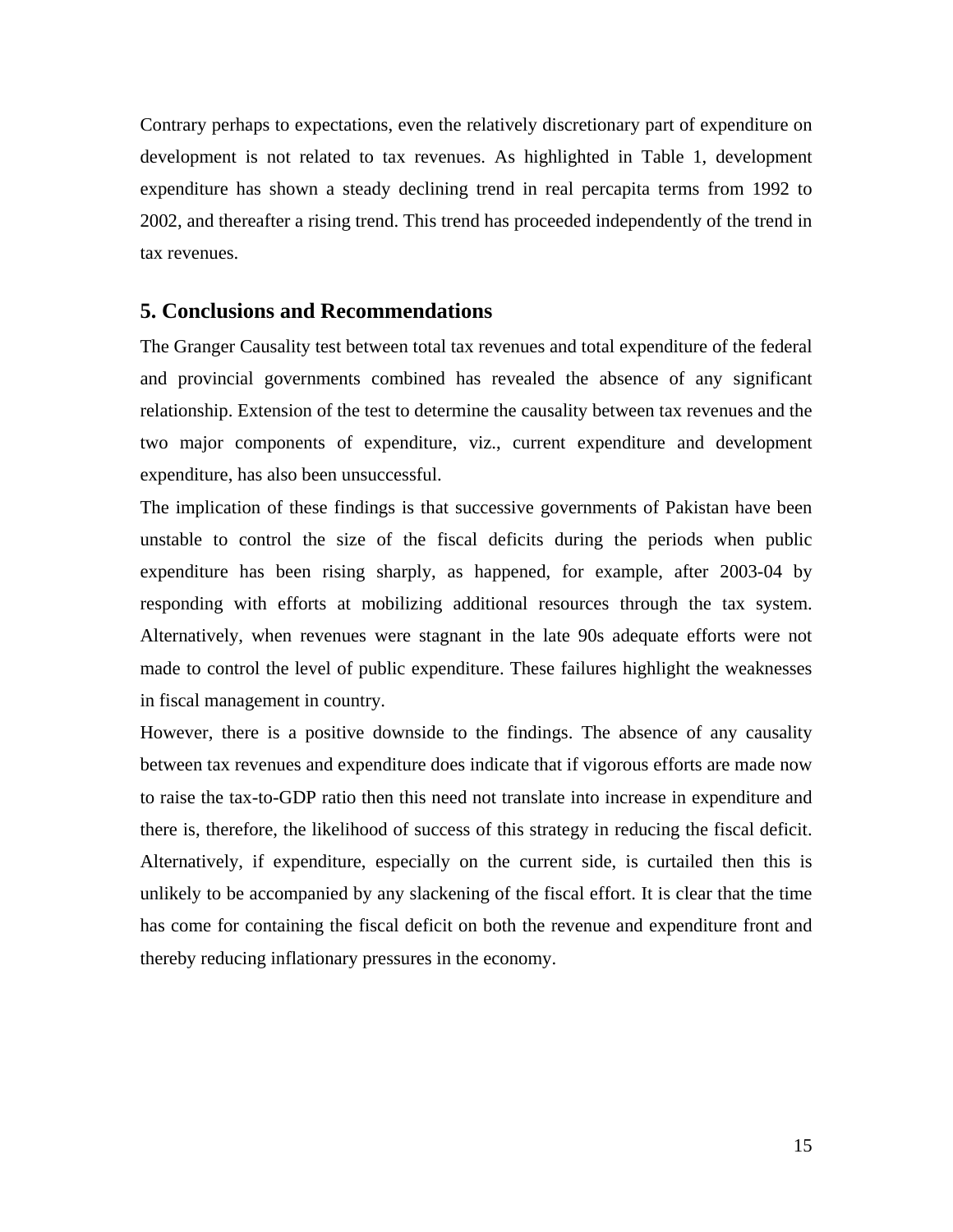Contrary perhaps to expectations, even the relatively discretionary part of expenditure on development is not related to tax revenues. As highlighted in Table 1, development expenditure has shown a steady declining trend in real percapita terms from 1992 to 2002, and thereafter a rising trend. This trend has proceeded independently of the trend in tax revenues.

## 5. Conclusions and Recommendations

The Granger Causality test between total tax revenues and total expenditure of the federal and provincial governments combined has revealed the absence of any significant relationship. Extension of the test to determine the causality between tax revenues and the two major components of expenditure, viz., current expenditure and development expenditure, has also been unsuccessful.

The implication of these findings is that successive governments of Pakistan have been unstable to control the size of the fiscal deficits during the periods when public expenditure has been rising sharply, as happened, for example, after 2003-04 by responding with efforts at mobilizing additional resources through the tax system. Alternatively, when revenues were stagnant in the late 90s adequate efforts were not made to control the level of public expenditure. These failures highlight the weaknesses in fiscal management in country.

However, there is a positive downside to the findings. The absence of any causality between tax revenues and expenditure does indicate that if vigorous efforts are made now to raise the tax-to-GDP ratio then this need not translate into increase in expenditure and there is, therefore, the likelihood of success of this strategy in reducing the fiscal deficit. Alternatively, if expenditure, especially on the current side, is curtailed then this is unlikely to be accompanied by any slackening of the fiscal effort. It is clear that the time has come for containing the fiscal deficit on both the revenue and expenditure front and thereby reducing inflationary pressures in the economy.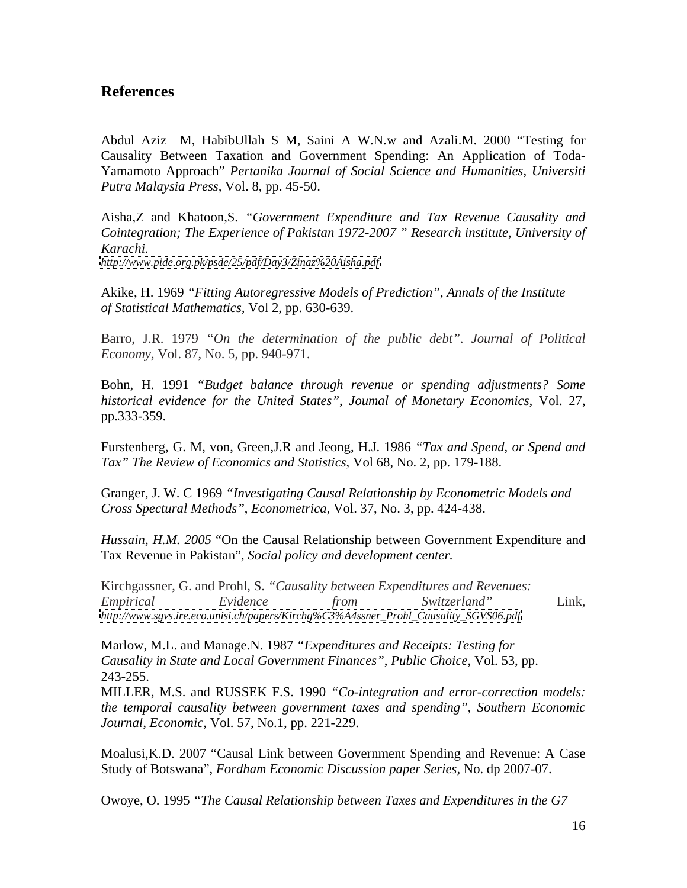## References

Abdul Aziz M, HabibUllah S M, Saini A W.N.w and Azali.M. 2000 "Testing for Causality Between Taxation and Government Spending: An Application of Toda-Yamamoto Approach" *Pertanika Journal of Social Science and Humanities, Universiti Putra Malaysia Press,* Vol. 8, pp. 45-50.

Aisha,Z and Khatoon,S. *"Government Expenditure and Tax Revenue Causality and Cointegration; The Experience of Pakistan 1972-2007 " Research institute, University of Karachi.*
*http://www.pide.org.pk/psde/25/pdf/Day3/Zinaz%20Aisha.pdf*

Akike, H. 1969 *"Fitting Autoregressive Models of Prediction", Annals of the Institute of Statistical Mathematics,* Vol 2, pp. 630-639.

Barro, J.R. 1979 *"On the determination of the public debt". Journal of Political Economy,* Vol. 87, No. 5, pp. 940-971.

Bohn, H. 1991 *"Budget balance through revenue or spending adjustments? Some historical evidence for the United States", Joumal of Monetary Economics,* Vol. 27, pp.333-359.

Furstenberg, G. M, von, Green,J.R and Jeong, H.J. 1986 *"Tax and Spend, or Spend and Tax" The Review of Economics and Statistics,* Vol 68, No. 2, pp. 179-188.

Granger, J. W. C 1969 *"Investigating Causal Relationship by Econometric Models and Cross Spectural Methods", Econometrica,* Vol. 37, No. 3, pp. 424-438.

*Hussain, H.M. 2005* "On the Causal Relationship between Government Expenditure and Tax Revenue in Pakistan", *Social policy and development center.*

Kirchgassner, G. and Prohl, S. *"Causality between Expenditures and Revenues: Empirical Evidence from Switzerland"* Link, *http://www.sgvs.ire.eco.unisi.ch/papers/Kirchg%C3%A4ssner_Prohl_Causality_SGVS06.pdf*

Marlow, M.L. and Manage.N. 1987 *"Expenditures and Receipts: Testing for Causality in State and Local Government Finances", Public Choice,* Vol. 53, pp. 243-255.

MILLER, M.S. and RUSSEK F.S. 1990 *"Co-integration and error-correction models: the temporal causality between government taxes and spending", Southern Economic Journal, Economic,* Vol. 57, No.1, pp. 221-229.

Moalusi,K.D. 2007 "Causal Link between Government Spending and Revenue: A Case Study of Botswana", *Fordham Economic Discussion paper Series,* No. dp 2007-07.

Owoye, O. 1995 *"The Causal Relationship between Taxes and Expenditures in the G7*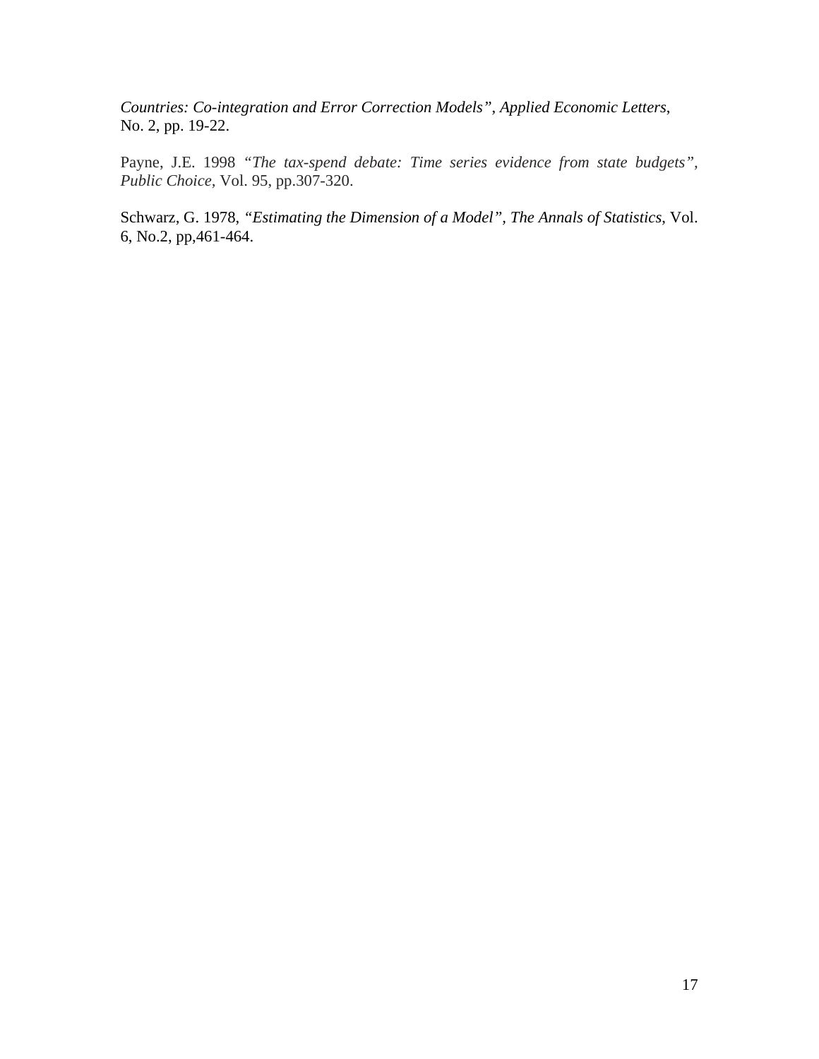*Countries: Co-integration and Error Correction Models"*, *Applied Economic Letters*, No. 2, pp. 19-22.

Payne, J.E. 1998 *"The tax-spend debate: Time series evidence from state budgets", Public Choice*, Vol. 95, pp.307-320.

Schwarz, G. 1978, *"Estimating the Dimension of a Model", The Annals of Statistics*, Vol. 6, No.2, pp,461-464.